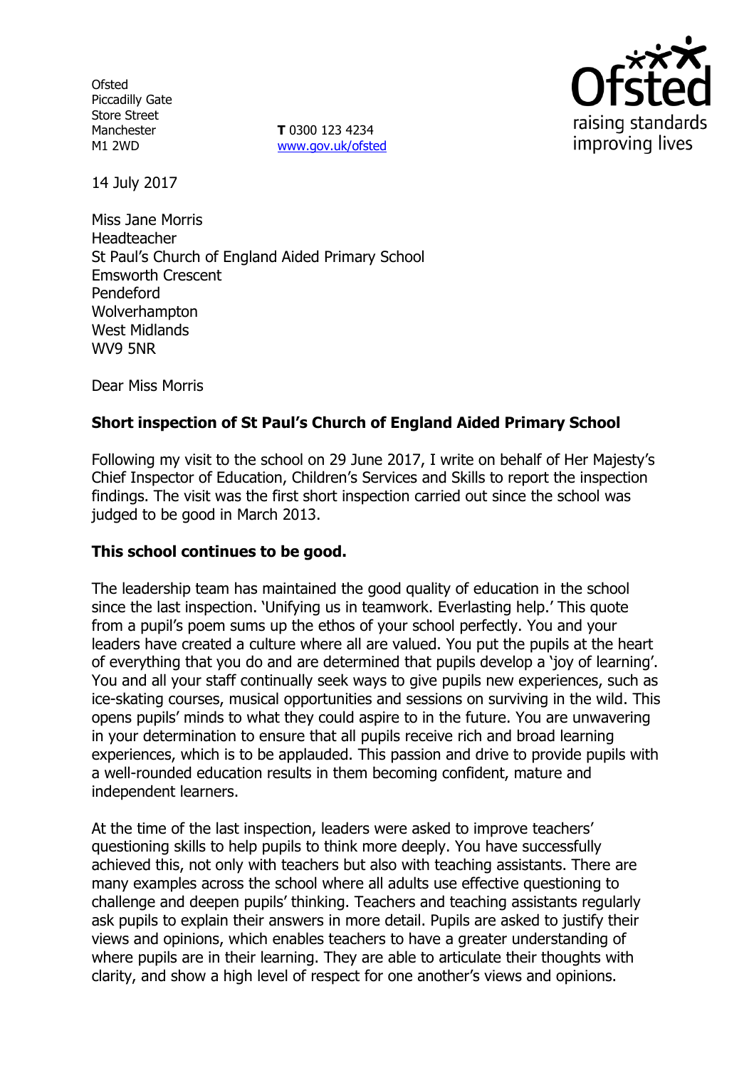Ofsted
Piccadilly Gate
Store Street
Manchester
M1 2WD

**T** 0300 123 4234
www.gov.uk/ofsted

14 July 2017

Miss Jane Morris
Headteacher
St Paul's Church of England Aided Primary School
Emsworth Crescent
Pendeford
Wolverhampton
West Midlands
WV9 5NR

Dear Miss Morris

**Short inspection of St Paul's Church of England Aided Primary School**

Following my visit to the school on 29 June 2017, I write on behalf of Her Majesty's Chief Inspector of Education, Children's Services and Skills to report the inspection findings. The visit was the first short inspection carried out since the school was judged to be good in March 2013.

**This school continues to be good.**

The leadership team has maintained the good quality of education in the school since the last inspection. 'Unifying us in teamwork. Everlasting help.' This quote from a pupil's poem sums up the ethos of your school perfectly. You and your leaders have created a culture where all are valued. You put the pupils at the heart of everything that you do and are determined that pupils develop a 'joy of learning'. You and all your staff continually seek ways to give pupils new experiences, such as ice-skating courses, musical opportunities and sessions on surviving in the wild. This opens pupils' minds to what they could aspire to in the future. You are unwavering in your determination to ensure that all pupils receive rich and broad learning experiences, which is to be applauded. This passion and drive to provide pupils with a well-rounded education results in them becoming confident, mature and independent learners.

At the time of the last inspection, leaders were asked to improve teachers' questioning skills to help pupils to think more deeply. You have successfully achieved this, not only with teachers but also with teaching assistants. There are many examples across the school where all adults use effective questioning to challenge and deepen pupils' thinking. Teachers and teaching assistants regularly ask pupils to explain their answers in more detail. Pupils are asked to justify their views and opinions, which enables teachers to have a greater understanding of where pupils are in their learning. They are able to articulate their thoughts with clarity, and show a high level of respect for one another's views and opinions.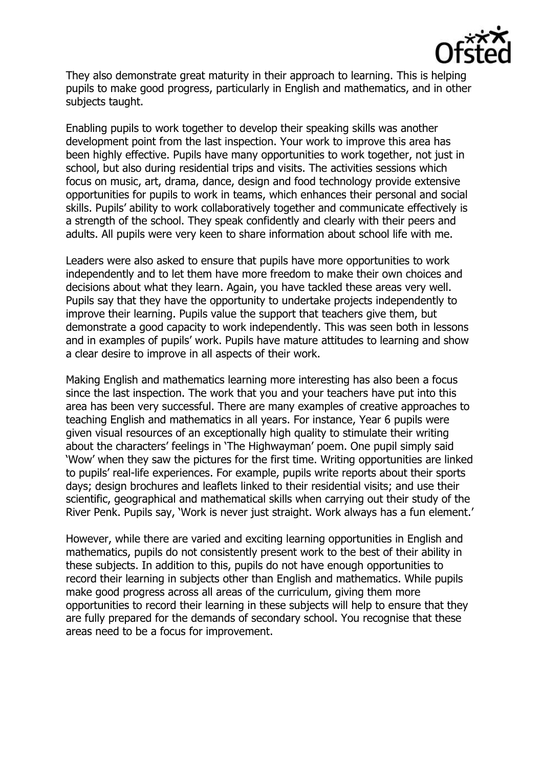They also demonstrate great maturity in their approach to learning. This is helping pupils to make good progress, particularly in English and mathematics, and in other subjects taught.

Enabling pupils to work together to develop their speaking skills was another development point from the last inspection. Your work to improve this area has been highly effective. Pupils have many opportunities to work together, not just in school, but also during residential trips and visits. The activities sessions which focus on music, art, drama, dance, design and food technology provide extensive opportunities for pupils to work in teams, which enhances their personal and social skills. Pupils' ability to work collaboratively together and communicate effectively is a strength of the school. They speak confidently and clearly with their peers and adults. All pupils were very keen to share information about school life with me.

Leaders were also asked to ensure that pupils have more opportunities to work independently and to let them have more freedom to make their own choices and decisions about what they learn. Again, you have tackled these areas very well. Pupils say that they have the opportunity to undertake projects independently to improve their learning. Pupils value the support that teachers give them, but demonstrate a good capacity to work independently. This was seen both in lessons and in examples of pupils' work. Pupils have mature attitudes to learning and show a clear desire to improve in all aspects of their work.

Making English and mathematics learning more interesting has also been a focus since the last inspection. The work that you and your teachers have put into this area has been very successful. There are many examples of creative approaches to teaching English and mathematics in all years. For instance, Year 6 pupils were given visual resources of an exceptionally high quality to stimulate their writing about the characters' feelings in 'The Highwayman' poem. One pupil simply said 'Wow' when they saw the pictures for the first time. Writing opportunities are linked to pupils' real-life experiences. For example, pupils write reports about their sports days; design brochures and leaflets linked to their residential visits; and use their scientific, geographical and mathematical skills when carrying out their study of the River Penk. Pupils say, 'Work is never just straight. Work always has a fun element.'

However, while there are varied and exciting learning opportunities in English and mathematics, pupils do not consistently present work to the best of their ability in these subjects. In addition to this, pupils do not have enough opportunities to record their learning in subjects other than English and mathematics. While pupils make good progress across all areas of the curriculum, giving them more opportunities to record their learning in these subjects will help to ensure that they are fully prepared for the demands of secondary school. You recognise that these areas need to be a focus for improvement.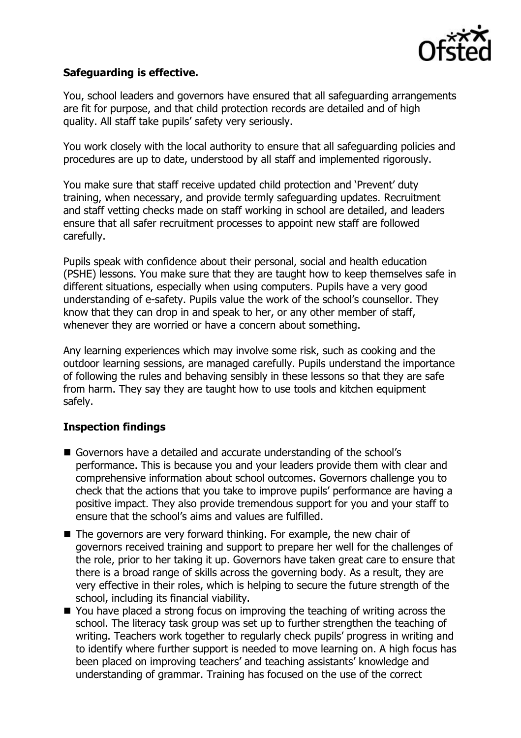**Safeguarding is effective.**

You, school leaders and governors have ensured that all safeguarding arrangements are fit for purpose, and that child protection records are detailed and of high quality. All staff take pupils' safety very seriously.

You work closely with the local authority to ensure that all safeguarding policies and procedures are up to date, understood by all staff and implemented rigorously.

You make sure that staff receive updated child protection and 'Prevent' duty training, when necessary, and provide termly safeguarding updates. Recruitment and staff vetting checks made on staff working in school are detailed, and leaders ensure that all safer recruitment processes to appoint new staff are followed carefully.

Pupils speak with confidence about their personal, social and health education (PSHE) lessons. You make sure that they are taught how to keep themselves safe in different situations, especially when using computers. Pupils have a very good understanding of e-safety. Pupils value the work of the school's counsellor. They know that they can drop in and speak to her, or any other member of staff, whenever they are worried or have a concern about something.

Any learning experiences which may involve some risk, such as cooking and the outdoor learning sessions, are managed carefully. Pupils understand the importance of following the rules and behaving sensibly in these lessons so that they are safe from harm. They say they are taught how to use tools and kitchen equipment safely.

## Inspection findings

- Governors have a detailed and accurate understanding of the school's performance. This is because you and your leaders provide them with clear and comprehensive information about school outcomes. Governors challenge you to check that the actions that you take to improve pupils' performance are having a positive impact. They also provide tremendous support for you and your staff to ensure that the school's aims and values are fulfilled.
- The governors are very forward thinking. For example, the new chair of governors received training and support to prepare her well for the challenges of the role, prior to her taking it up. Governors have taken great care to ensure that there is a broad range of skills across the governing body. As a result, they are very effective in their roles, which is helping to secure the future strength of the school, including its financial viability.
- You have placed a strong focus on improving the teaching of writing across the school. The literacy task group was set up to further strengthen the teaching of writing. Teachers work together to regularly check pupils' progress in writing and to identify where further support is needed to move learning on. A high focus has been placed on improving teachers' and teaching assistants' knowledge and understanding of grammar. Training has focused on the use of the correct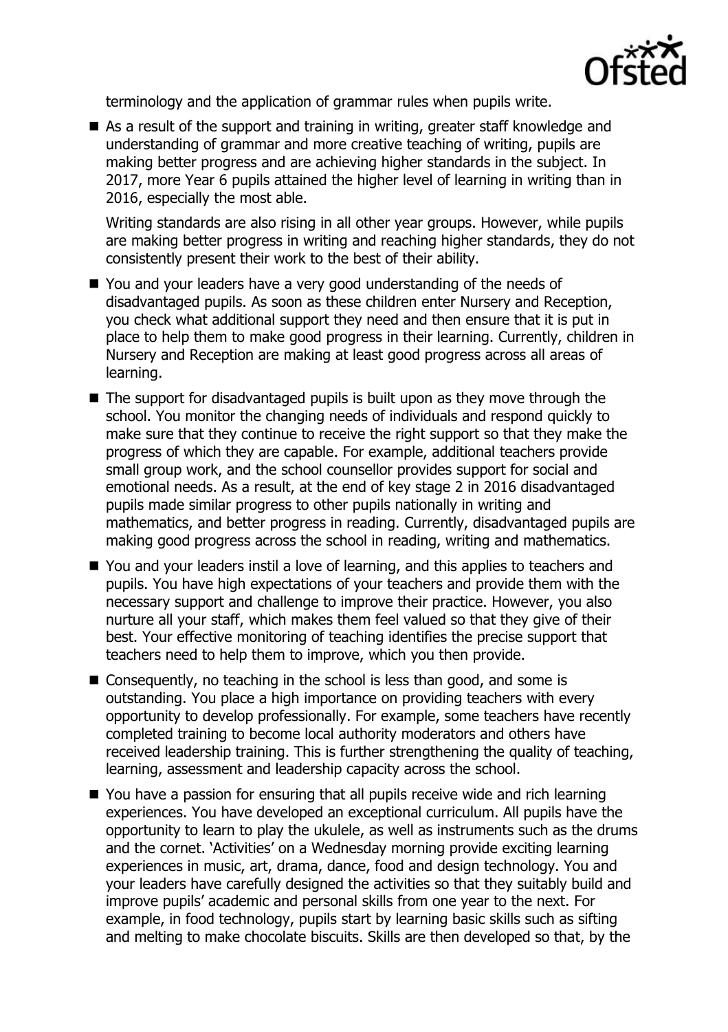terminology and the application of grammar rules when pupils write.

- As a result of the support and training in writing, greater staff knowledge and understanding of grammar and more creative teaching of writing, pupils are making better progress and are achieving higher standards in the subject. In 2017, more Year 6 pupils attained the higher level of learning in writing than in 2016, especially the most able.

  Writing standards are also rising in all other year groups. However, while pupils are making better progress in writing and reaching higher standards, they do not consistently present their work to the best of their ability.

- You and your leaders have a very good understanding of the needs of disadvantaged pupils. As soon as these children enter Nursery and Reception, you check what additional support they need and then ensure that it is put in place to help them to make good progress in their learning. Currently, children in Nursery and Reception are making at least good progress across all areas of learning.
- The support for disadvantaged pupils is built upon as they move through the school. You monitor the changing needs of individuals and respond quickly to make sure that they continue to receive the right support so that they make the progress of which they are capable. For example, additional teachers provide small group work, and the school counsellor provides support for social and emotional needs. As a result, at the end of key stage 2 in 2016 disadvantaged pupils made similar progress to other pupils nationally in writing and mathematics, and better progress in reading. Currently, disadvantaged pupils are making good progress across the school in reading, writing and mathematics.
- You and your leaders instil a love of learning, and this applies to teachers and pupils. You have high expectations of your teachers and provide them with the necessary support and challenge to improve their practice. However, you also nurture all your staff, which makes them feel valued so that they give of their best. Your effective monitoring of teaching identifies the precise support that teachers need to help them to improve, which you then provide.
- Consequently, no teaching in the school is less than good, and some is outstanding. You place a high importance on providing teachers with every opportunity to develop professionally. For example, some teachers have recently completed training to become local authority moderators and others have received leadership training. This is further strengthening the quality of teaching, learning, assessment and leadership capacity across the school.
- You have a passion for ensuring that all pupils receive wide and rich learning experiences. You have developed an exceptional curriculum. All pupils have the opportunity to learn to play the ukulele, as well as instruments such as the drums and the cornet. 'Activities' on a Wednesday morning provide exciting learning experiences in music, art, drama, dance, food and design technology. You and your leaders have carefully designed the activities so that they suitably build and improve pupils' academic and personal skills from one year to the next. For example, in food technology, pupils start by learning basic skills such as sifting and melting to make chocolate biscuits. Skills are then developed so that, by the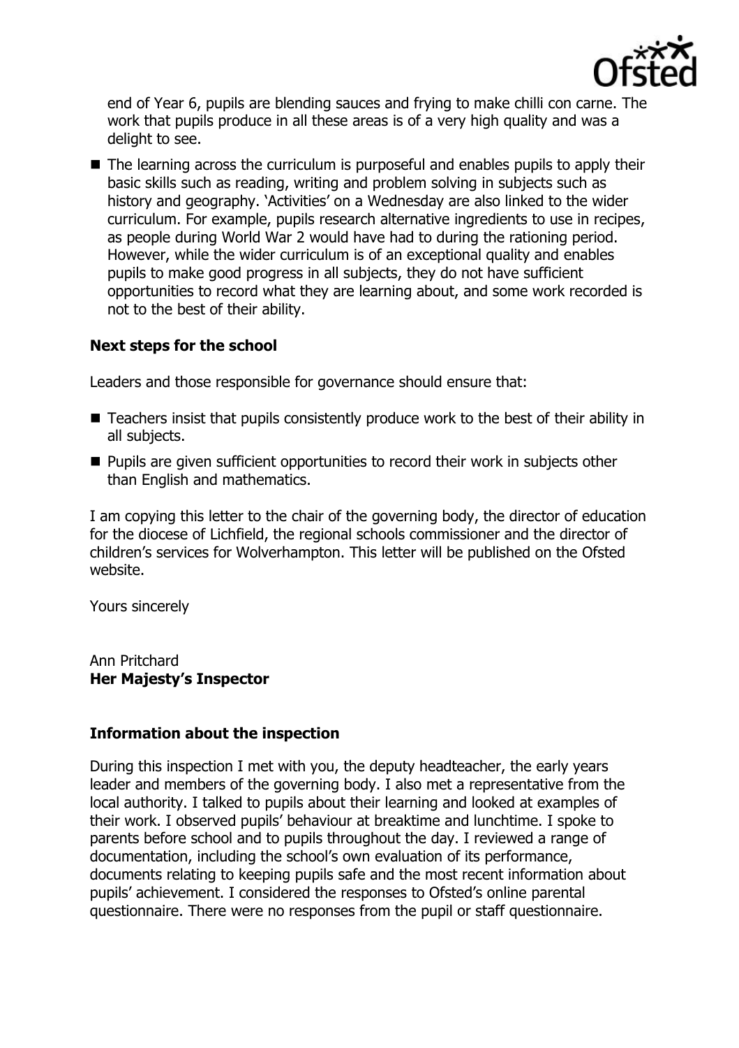end of Year 6, pupils are blending sauces and frying to make chilli con carne. The work that pupils produce in all these areas is of a very high quality and was a delight to see.

- The learning across the curriculum is purposeful and enables pupils to apply their basic skills such as reading, writing and problem solving in subjects such as history and geography. 'Activities' on a Wednesday are also linked to the wider curriculum. For example, pupils research alternative ingredients to use in recipes, as people during World War 2 would have had to during the rationing period. However, while the wider curriculum is of an exceptional quality and enables pupils to make good progress in all subjects, they do not have sufficient opportunities to record what they are learning about, and some work recorded is not to the best of their ability.

### Next steps for the school

Leaders and those responsible for governance should ensure that:

- Teachers insist that pupils consistently produce work to the best of their ability in all subjects.
- Pupils are given sufficient opportunities to record their work in subjects other than English and mathematics.

I am copying this letter to the chair of the governing body, the director of education for the diocese of Lichfield, the regional schools commissioner and the director of children's services for Wolverhampton. This letter will be published on the Ofsted website.

Yours sincerely

Ann Pritchard
**Her Majesty's Inspector**

### Information about the inspection

During this inspection I met with you, the deputy headteacher, the early years leader and members of the governing body. I also met a representative from the local authority. I talked to pupils about their learning and looked at examples of their work. I observed pupils' behaviour at breaktime and lunchtime. I spoke to parents before school and to pupils throughout the day. I reviewed a range of documentation, including the school's own evaluation of its performance, documents relating to keeping pupils safe and the most recent information about pupils' achievement. I considered the responses to Ofsted's online parental questionnaire. There were no responses from the pupil or staff questionnaire.